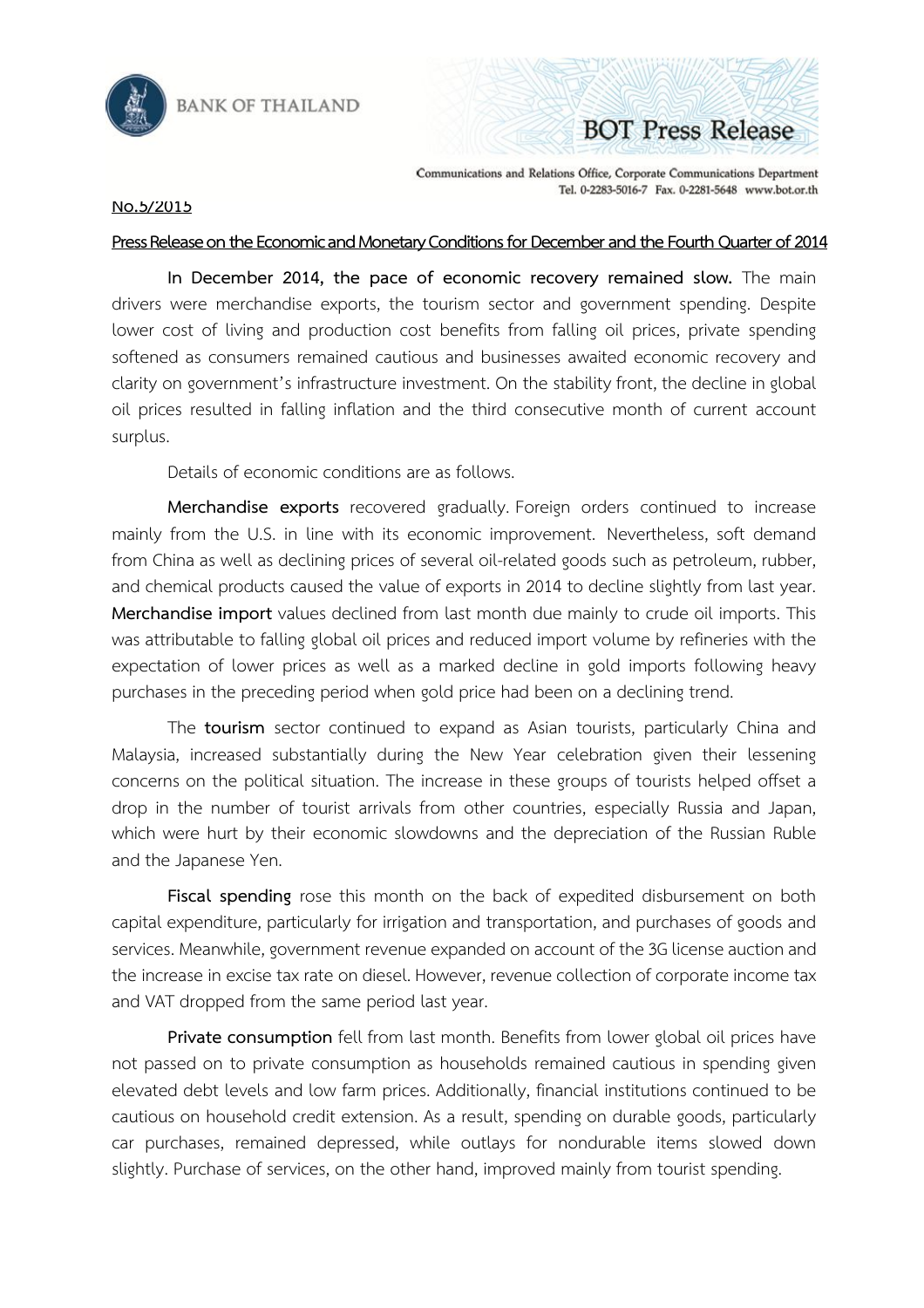No.5/2015

**Press Release on the Economic and Monetary Conditions for December and the Fourth Quarter of 2014**

**In December 2014, the pace of economic recovery remained slow.** The main drivers were merchandise exports, the tourism sector and government spending. Despite lower cost of living and production cost benefits from falling oil prices, private spending softened as consumers remained cautious and businesses awaited economic recovery and clarity on government's infrastructure investment. On the stability front, the decline in global oil prices resulted in falling inflation and the third consecutive month of current account surplus.

Details of economic conditions are as follows.

**Merchandise exports** recovered gradually. Foreign orders continued to increase mainly from the U.S. in line with its economic improvement. Nevertheless, soft demand from China as well as declining prices of several oil-related goods such as petroleum, rubber, and chemical products caused the value of exports in 2014 to decline slightly from last year. **Merchandise import** values declined from last month due mainly to crude oil imports. This was attributable to falling global oil prices and reduced import volume by refineries with the expectation of lower prices as well as a marked decline in gold imports following heavy purchases in the preceding period when gold price had been on a declining trend.

The **tourism** sector continued to expand as Asian tourists, particularly China and Malaysia, increased substantially during the New Year celebration given their lessening concerns on the political situation. The increase in these groups of tourists helped offset a drop in the number of tourist arrivals from other countries, especially Russia and Japan, which were hurt by their economic slowdowns and the depreciation of the Russian Ruble and the Japanese Yen.

**Fiscal spending** rose this month on the back of expedited disbursement on both capital expenditure, particularly for irrigation and transportation, and purchases of goods and services. Meanwhile, government revenue expanded on account of the 3G license auction and the increase in excise tax rate on diesel. However, revenue collection of corporate income tax and VAT dropped from the same period last year.

**Private consumption** fell from last month. Benefits from lower global oil prices have not passed on to private consumption as households remained cautious in spending given elevated debt levels and low farm prices. Additionally, financial institutions continued to be cautious on household credit extension. As a result, spending on durable goods, particularly car purchases, remained depressed, while outlays for nondurable items slowed down slightly. Purchase of services, on the other hand, improved mainly from tourist spending.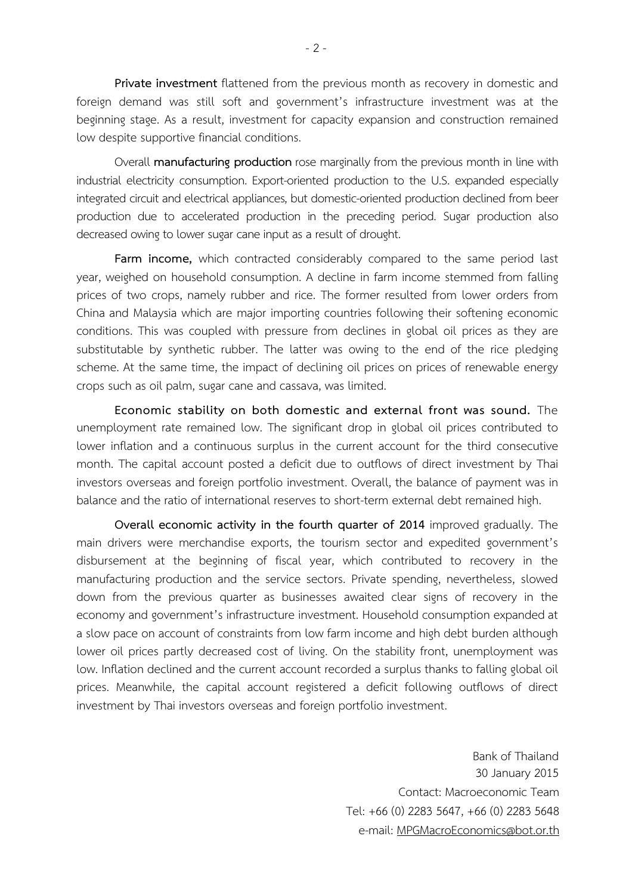**Private investment** flattened from the previous month as recovery in domestic and foreign demand was still soft and government's infrastructure investment was at the beginning stage. As a result, investment for capacity expansion and construction remained low despite supportive financial conditions.

Overall **manufacturing production** rose marginally from the previous month in line with industrial electricity consumption. Export-oriented production to the U.S. expanded especially integrated circuit and electrical appliances, but domestic-oriented production declined from beer production due to accelerated production in the preceding period. Sugar production also decreased owing to lower sugar cane input as a result of drought.

**Farm income,** which contracted considerably compared to the same period last year, weighed on household consumption. A decline in farm income stemmed from falling prices of two crops, namely rubber and rice. The former resulted from lower orders from China and Malaysia which are major importing countries following their softening economic conditions. This was coupled with pressure from declines in global oil prices as they are substitutable by synthetic rubber. The latter was owing to the end of the rice pledging scheme. At the same time, the impact of declining oil prices on prices of renewable energy crops such as oil palm, sugar cane and cassava, was limited.

**Economic stability on both domestic and external front was sound.** The unemployment rate remained low. The significant drop in global oil prices contributed to lower inflation and a continuous surplus in the current account for the third consecutive month. The capital account posted a deficit due to outflows of direct investment by Thai investors overseas and foreign portfolio investment. Overall, the balance of payment was in balance and the ratio of international reserves to short-term external debt remained high.

**Overall economic activity in the fourth quarter of 2014** improved gradually. The main drivers were merchandise exports, the tourism sector and expedited government's disbursement at the beginning of fiscal year, which contributed to recovery in the manufacturing production and the service sectors. Private spending, nevertheless, slowed down from the previous quarter as businesses awaited clear signs of recovery in the economy and government's infrastructure investment. Household consumption expanded at a slow pace on account of constraints from low farm income and high debt burden although lower oil prices partly decreased cost of living. On the stability front, unemployment was low. Inflation declined and the current account recorded a surplus thanks to falling global oil prices. Meanwhile, the capital account registered a deficit following outflows of direct investment by Thai investors overseas and foreign portfolio investment.

Bank of Thailand
30 January 2015
Contact: Macroeconomic Team
Tel: +66 (0) 2283 5647, +66 (0) 2283 5648
e-mail: MPGMacroEconomics@bot.or.th